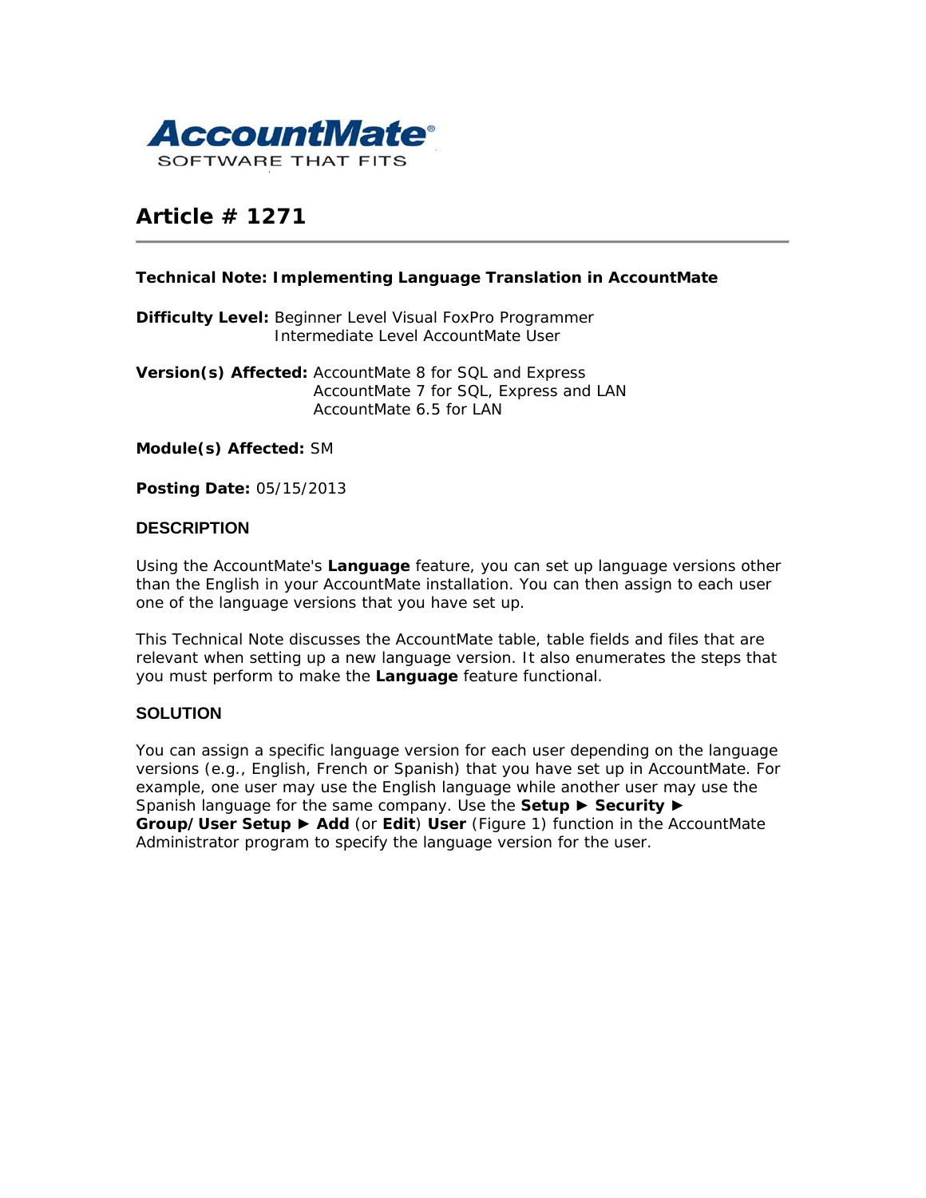AccountMate
SOFTWARE THAT FITS

# Article # 1271

**Technical Note: Implementing Language Translation in AccountMate**

**Difficulty Level:** Beginner Level Visual FoxPro Programmer
Intermediate Level AccountMate User

**Version(s) Affected:** AccountMate 8 for SQL and Express
AccountMate 7 for SQL, Express and LAN
AccountMate 6.5 for LAN

**Module(s) Affected:** SM

**Posting Date:** 05/15/2013

## DESCRIPTION

Using the AccountMate's **Language** feature, you can set up language versions other than the English in your AccountMate installation. You can then assign to each user one of the language versions that you have set up.

This Technical Note discusses the AccountMate table, table fields and files that are relevant when setting up a new language version. It also enumerates the steps that you must perform to make the **Language** feature functional.

## SOLUTION

You can assign a specific language version for each user depending on the language versions (e.g., English, French or Spanish) that you have set up in AccountMate. For example, one user may use the English language while another user may use the Spanish language for the same company. Use the **Setup ► Security ► Group/User Setup ► Add** (or **Edit**) **User** (Figure 1) function in the AccountMate Administrator program to specify the language version for the user.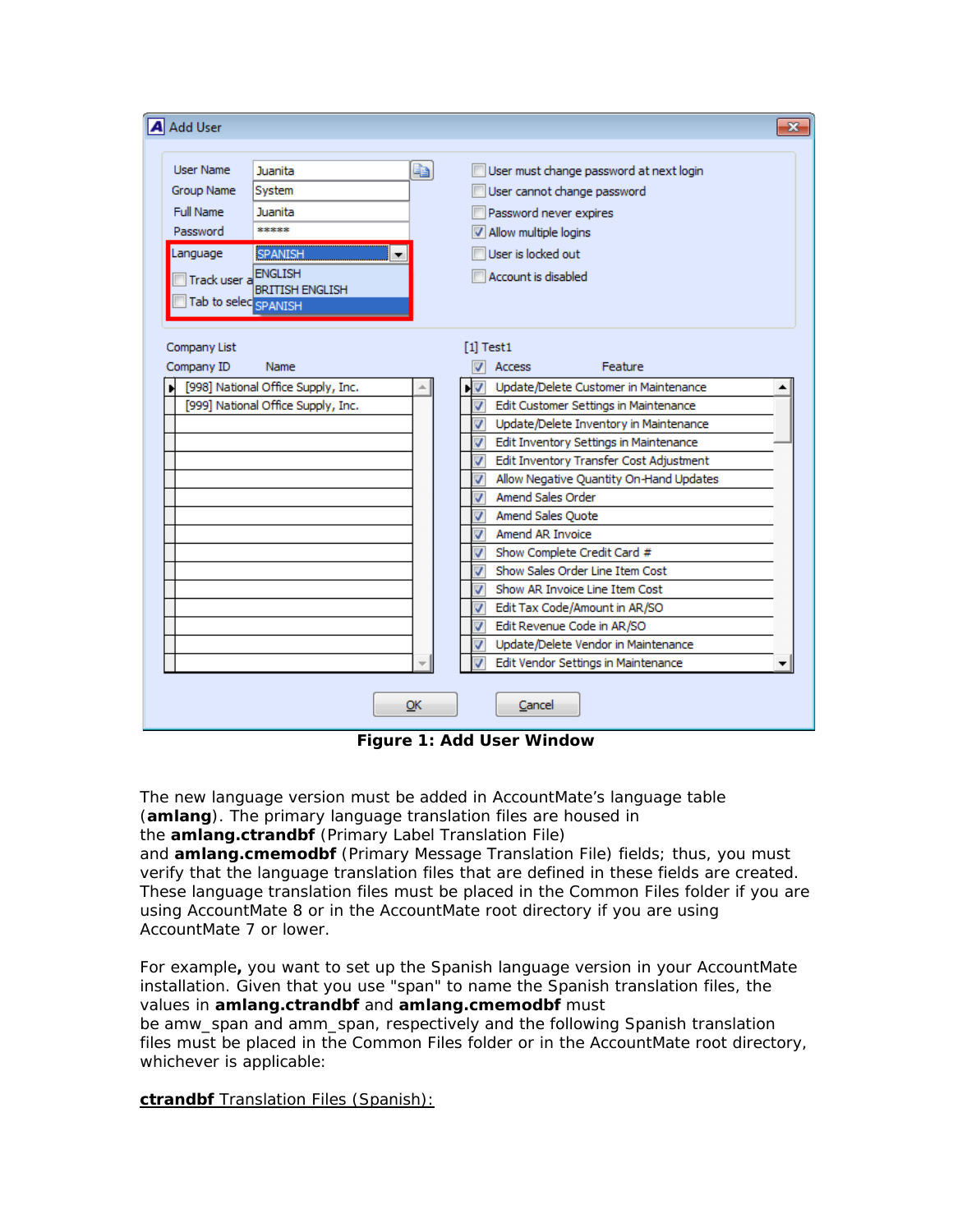**Figure 1: Add User Window**

The new language version must be added in AccountMate's language table (**amlang**). The primary language translation files are housed in the **amlang.ctrandbf** (Primary Label Translation File) and **amlang.cmemodbf** (Primary Message Translation File) fields; thus, you must verify that the language translation files that are defined in these fields are created. These language translation files must be placed in the Common Files folder if you are using AccountMate 8 or in the AccountMate root directory if you are using AccountMate 7 or lower.

For example**,** you want to set up the Spanish language version in your AccountMate installation. Given that you use "span" to name the Spanish translation files, the values in **amlang.ctrandbf** and **amlang.cmemodbf** must be amw_span and amm_span, respectively and the following Spanish translation files must be placed in the Common Files folder or in the AccountMate root directory, whichever is applicable:

<u>**ctrandbf** Translation Files (Spanish):</u>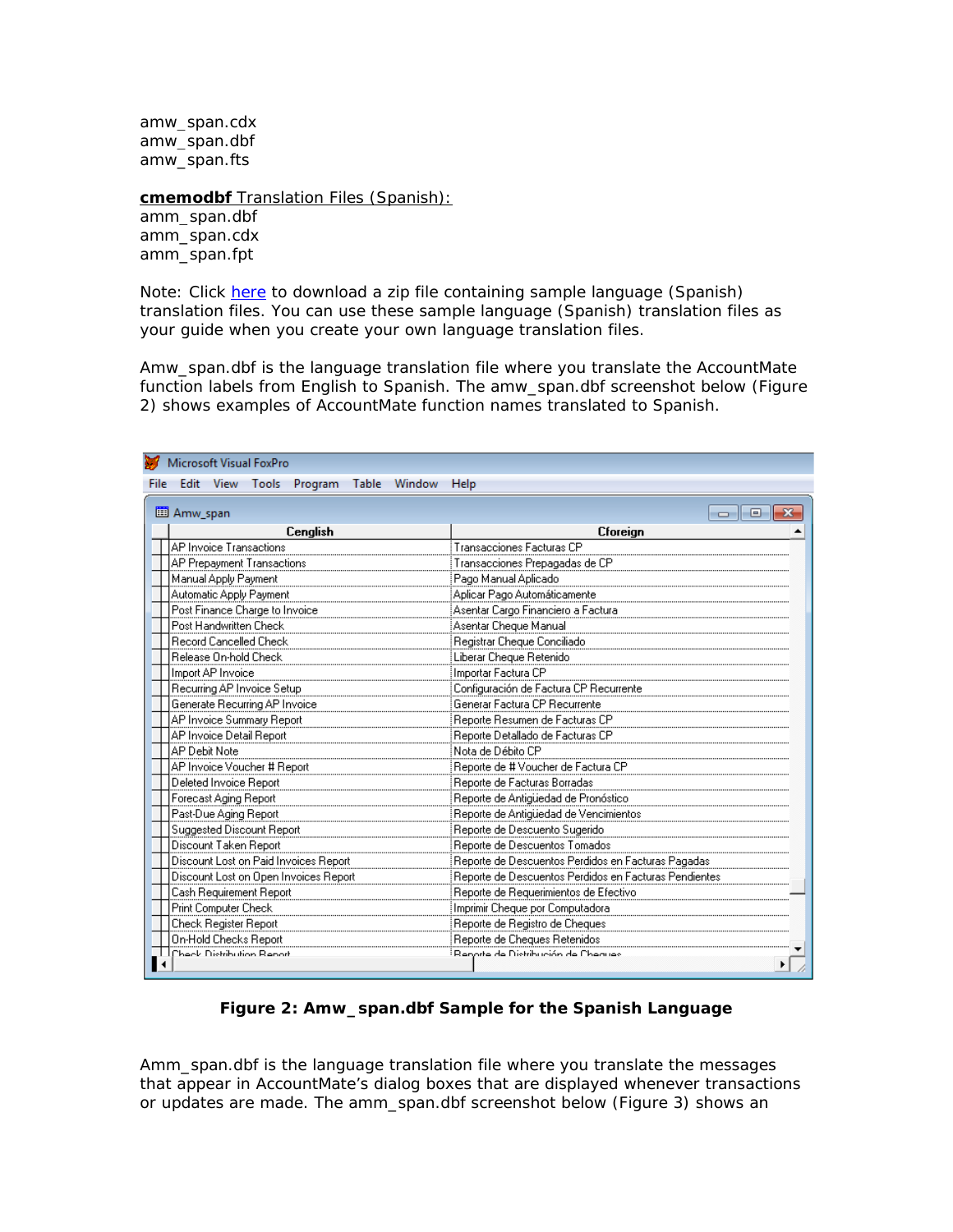amw_span.cdx
amw_span.dbf
amw_span.fts

**cmemodbf** Translation Files (Spanish):
amm_span.dbf
amm_span.cdx
amm_span.fpt

Note: Click here to download a zip file containing sample language (Spanish) translation files. You can use these sample language (Spanish) translation files as your guide when you create your own language translation files.

Amw_span.dbf is the language translation file where you translate the AccountMate function labels from English to Spanish. The amw_span.dbf screenshot below (Figure 2) shows examples of AccountMate function names translated to Spanish.

| Cenglish | Cforeign |
|---|---|
| AP Invoice Transactions | Transacciones Facturas CP |
| AP Prepayment Transactions | Transacciones Prepagadas de CP |
| Manual Apply Payment | Pago Manual Aplicado |
| Automatic Apply Payment | Aplicar Pago Automáticamente |
| Post Finance Charge to Invoice | Asentar Cargo Financiero a Factura |
| Post Handwritten Check | Asentar Cheque Manual |
| Record Cancelled Check | Registrar Cheque Conciliado |
| Release On-hold Check | Liberar Cheque Retenido |
| Import AP Invoice | Importar Factura CP |
| Recurring AP Invoice Setup | Configuración de Factura CP Recurrente |
| Generate Recurring AP Invoice | Generar Factura CP Recurrente |
| AP Invoice Summary Report | Reporte Resumen de Facturas CP |
| AP Invoice Detail Report | Reporte Detallado de Facturas CP |
| AP Debit Note | Nota de Débito CP |
| AP Invoice Voucher # Report | Reporte de # Voucher de Factura CP |
| Deleted Invoice Report | Reporte de Facturas Borradas |
| Forecast Aging Report | Reporte de Antigüedad de Pronóstico |
| Past-Due Aging Report | Reporte de Antigüedad de Vencimientos |
| Suggested Discount Report | Reporte de Descuento Sugerido |
| Discount Taken Report | Reporte de Descuentos Tomados |
| Discount Lost on Paid Invoices Report | Reporte de Descuentos Perdidos en Facturas Pagadas |
| Discount Lost on Open Invoices Report | Reporte de Descuentos Perdidos en Facturas Pendientes |
| Cash Requirement Report | Reporte de Requerimientos de Efectivo |
| Print Computer Check | Imprimir Cheque por Computadora |
| Check Register Report | Reporte de Registro de Cheques |
| On-Hold Checks Report | Reporte de Cheques Retenidos |
| Check Distribution Report | Reporte de Distribución de Cheques |

**Figure 2: Amw_span.dbf Sample for the Spanish Language**

Amm_span.dbf is the language translation file where you translate the messages that appear in AccountMate's dialog boxes that are displayed whenever transactions or updates are made. The amm_span.dbf screenshot below (Figure 3) shows an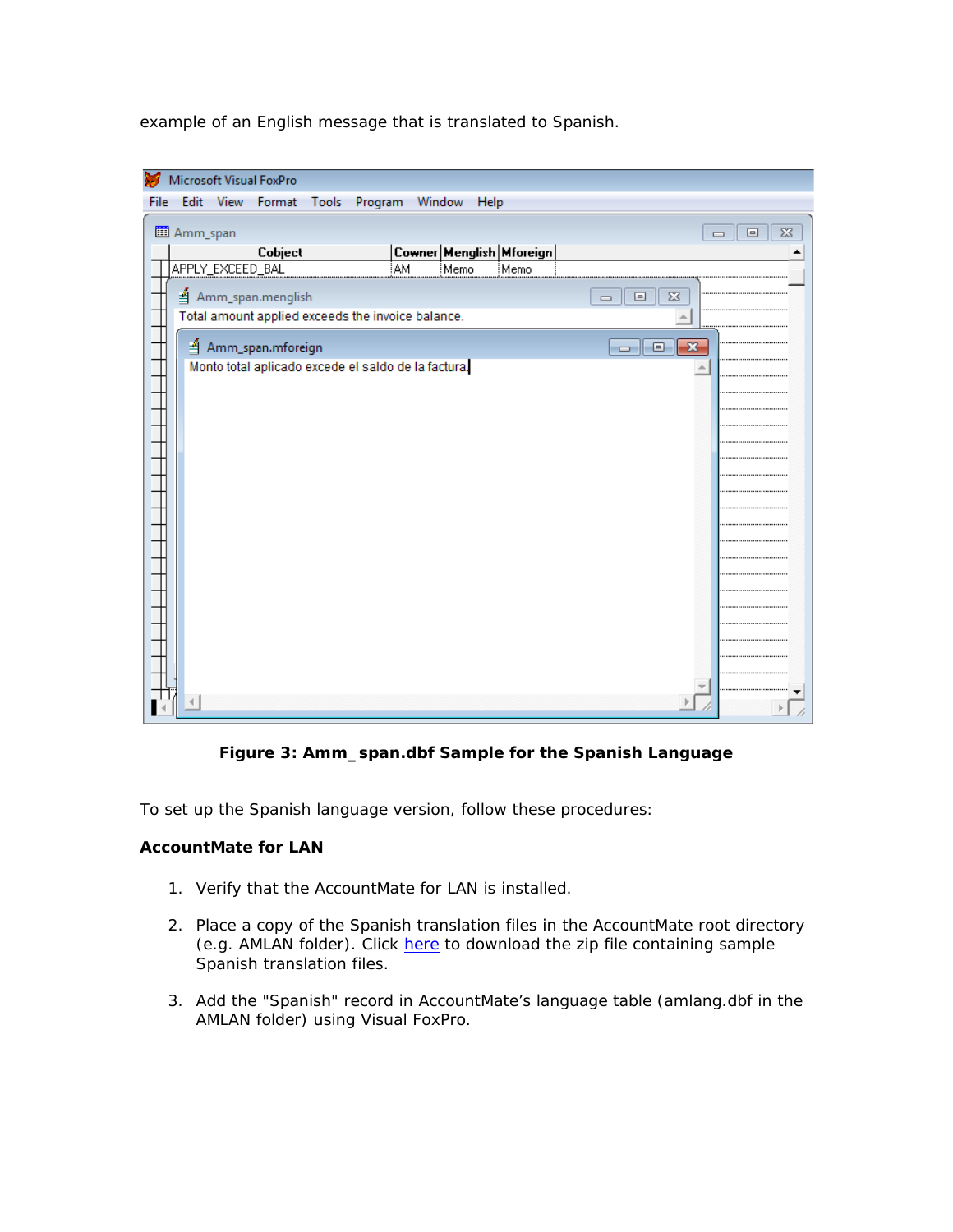example of an English message that is translated to Spanish.

**Figure 3: Amm_span.dbf Sample for the Spanish Language**

To set up the Spanish language version, follow these procedures:

**AccountMate for LAN**

1. Verify that the AccountMate for LAN is installed.

2. Place a copy of the Spanish translation files in the AccountMate root directory (e.g. AMLAN folder). Click here to download the zip file containing sample Spanish translation files.

3. Add the "Spanish" record in AccountMate's language table (amlang.dbf in the AMLAN folder) using Visual FoxPro.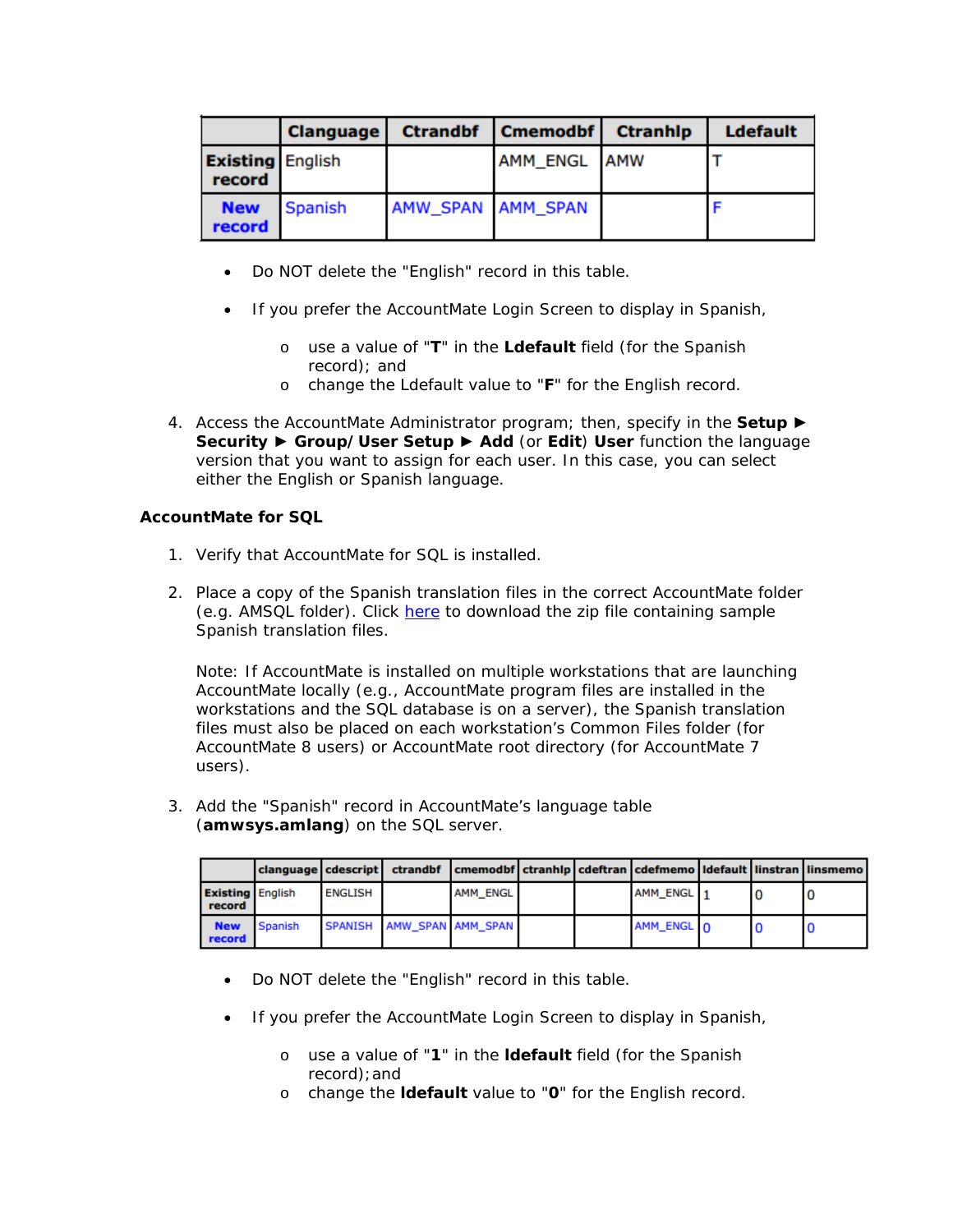| | Clanguage | Ctrandbf | Cmemodbf | Ctranhlp | Ldefault |
|---|---|---|---|---|---|
| **Existing record** | English | | AMM_ENGL | AMW | T |
| **New record** | Spanish | AMW_SPAN | AMM_SPAN | | F |

- Do NOT delete the "English" record in this table.
- If you prefer the AccountMate Login Screen to display in Spanish,
  - use a value of "**T**" in the **Ldefault** field (for the Spanish record); and
  - change the Ldefault value to "**F**" for the English record.

4. Access the AccountMate Administrator program; then, specify in the **Setup ► Security ► Group/ User Setup ► Add** (or **Edit**) **User** function the language version that you want to assign for each user. In this case, you can select either the English or Spanish language.

**AccountMate for SQL**

1. Verify that AccountMate for SQL is installed.

2. Place a copy of the Spanish translation files in the correct AccountMate folder (e.g. AMSQL folder). Click here to download the zip file containing sample Spanish translation files.

   Note: If AccountMate is installed on multiple workstations that are launching AccountMate locally (e.g., AccountMate program files are installed in the workstations and the SQL database is on a server), the Spanish translation files must also be placed on each workstation's Common Files folder (for AccountMate 8 users) or AccountMate root directory (for AccountMate 7 users).

3. Add the "Spanish" record in AccountMate's language table (**amwsys.amlang**) on the SQL server.

| | clanguage | cdescript | ctrandbf | cmemodbf | ctranhlp | cdeftran | cdefmemo | ldefault | linstran | linsmemo |
|---|---|---|---|---|---|---|---|---|---|---|
| **Existing record** | English | ENGLISH | | AMM_ENGL | | | AMM_ENGL | 1 | 0 | 0 |
| **New record** | Spanish | SPANISH | AMW_SPAN | AMM_SPAN | | | AMM_ENGL | 0 | 0 | 0 |

- Do NOT delete the "English" record in this table.
- If you prefer the AccountMate Login Screen to display in Spanish,
  - use a value of "**1**" in the **ldefault** field (for the Spanish record); and
  - change the **ldefault** value to "**0**" for the English record.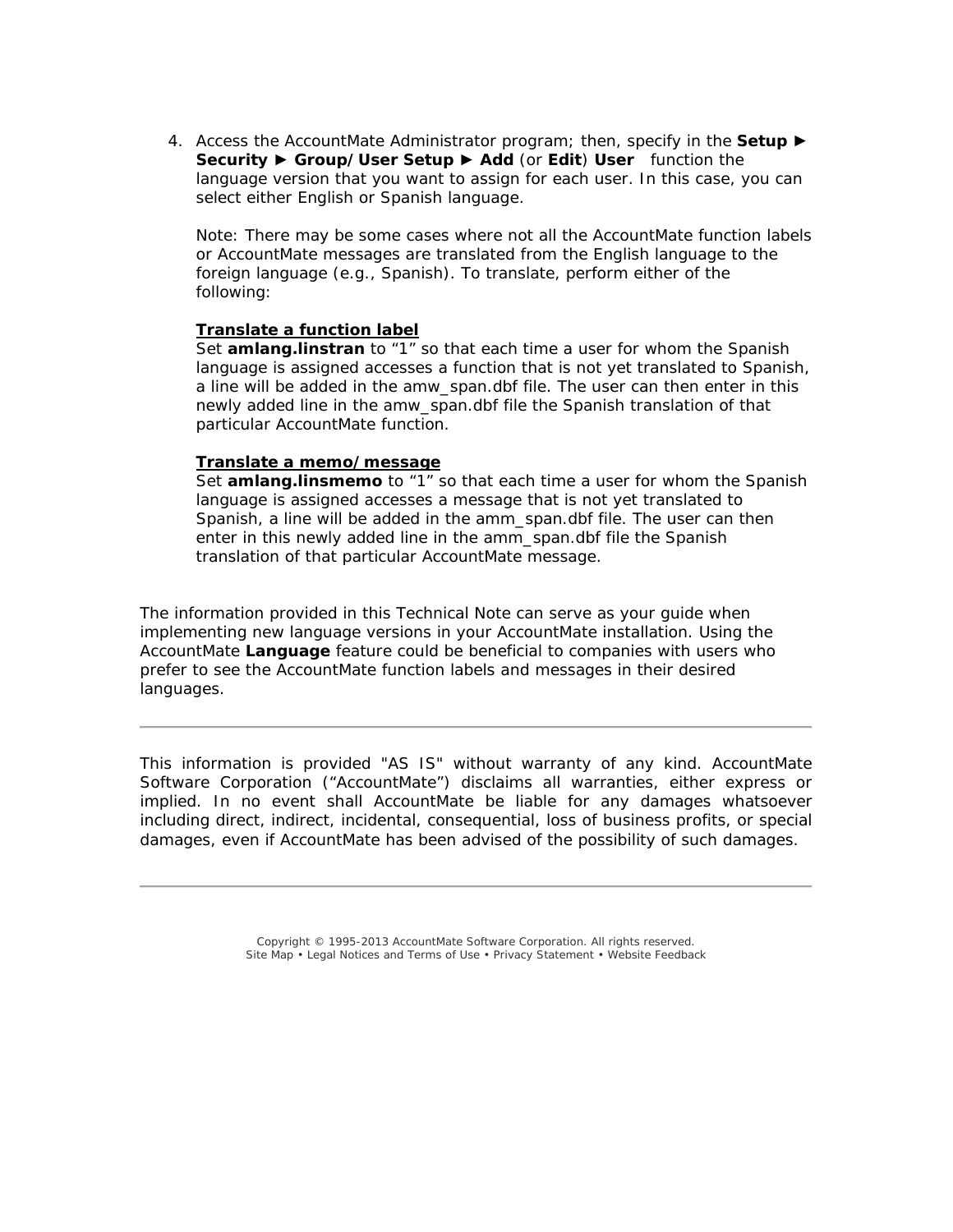4. Access the AccountMate Administrator program; then, specify in the **Setup ► Security ► Group/User Setup ► Add** (or **Edit**) **User** function the language version that you want to assign for each user. In this case, you can select either English or Spanish language.

   Note: There may be some cases where not all the AccountMate function labels or AccountMate messages are translated from the English language to the foreign language (e.g., Spanish). To translate, perform either of the following:

   **<u>Translate a function label</u>**
   Set **amlang.linstran** to "1" so that each time a user for whom the Spanish language is assigned accesses a function that is not yet translated to Spanish, a line will be added in the amw_span.dbf file. The user can then enter in this newly added line in the amw_span.dbf file the Spanish translation of that particular AccountMate function.

   **<u>Translate a memo/message</u>**
   Set **amlang.linsmemo** to "1" so that each time a user for whom the Spanish language is assigned accesses a message that is not yet translated to Spanish, a line will be added in the amm_span.dbf file. The user can then enter in this newly added line in the amm_span.dbf file the Spanish translation of that particular AccountMate message.

The information provided in this Technical Note can serve as your guide when implementing new language versions in your AccountMate installation. Using the AccountMate **Language** feature could be beneficial to companies with users who prefer to see the AccountMate function labels and messages in their desired languages.

---

This information is provided "AS IS" without warranty of any kind. AccountMate Software Corporation ("AccountMate") disclaims all warranties, either express or implied. In no event shall AccountMate be liable for any damages whatsoever including direct, indirect, incidental, consequential, loss of business profits, or special damages, even if AccountMate has been advised of the possibility of such damages.

---

Copyright © 1995-2013 AccountMate Software Corporation. All rights reserved.
Site Map • Legal Notices and Terms of Use • Privacy Statement • Website Feedback